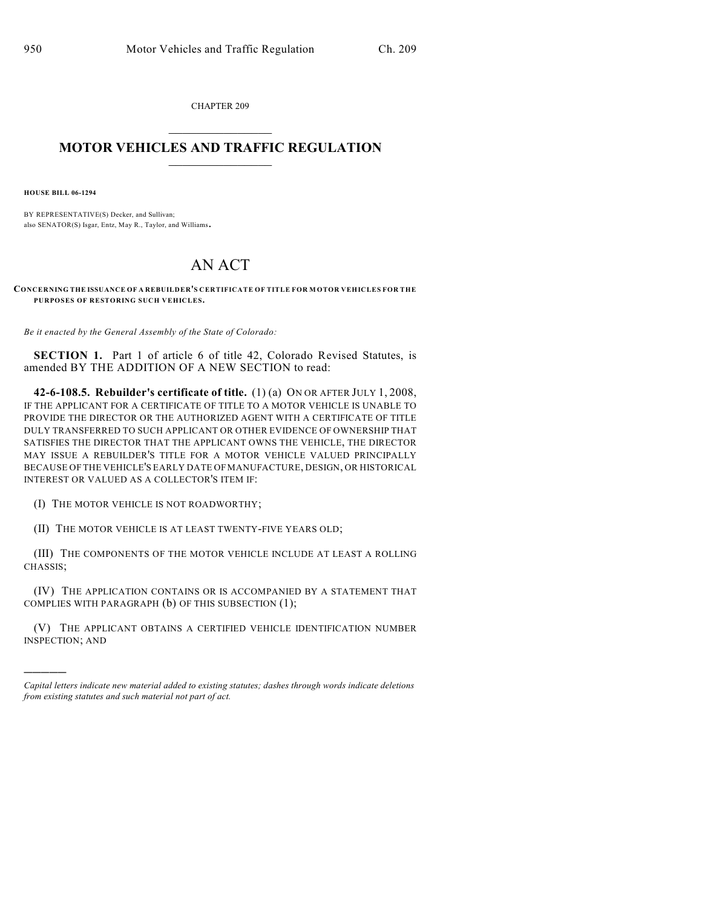CHAPTER 209

# MOTOR VEHICLES AND TRAFFIC REGULATION

**HOUSE BILL 06-1294**

BY REPRESENTATIVE(S) Decker, and Sullivan;
also SENATOR(S) Isgar, Entz, May R., Taylor, and Williams.

# AN ACT

**CONCERNING THE ISSUANCE OF A REBUILDER'S CERTIFICATE OF TITLE FOR MOTOR VEHICLES FOR THE PURPOSES OF RESTORING SUCH VEHICLES.**

*Be it enacted by the General Assembly of the State of Colorado:*

**SECTION 1.** Part 1 of article 6 of title 42, Colorado Revised Statutes, is amended BY THE ADDITION OF A NEW SECTION to read:

**42-6-108.5. Rebuilder's certificate of title.** (1) (a) ON OR AFTER JULY 1, 2008, IF THE APPLICANT FOR A CERTIFICATE OF TITLE TO A MOTOR VEHICLE IS UNABLE TO PROVIDE THE DIRECTOR OR THE AUTHORIZED AGENT WITH A CERTIFICATE OF TITLE DULY TRANSFERRED TO SUCH APPLICANT OR OTHER EVIDENCE OF OWNERSHIP THAT SATISFIES THE DIRECTOR THAT THE APPLICANT OWNS THE VEHICLE, THE DIRECTOR MAY ISSUE A REBUILDER'S TITLE FOR A MOTOR VEHICLE VALUED PRINCIPALLY BECAUSE OF THE VEHICLE'S EARLY DATE OF MANUFACTURE, DESIGN, OR HISTORICAL INTEREST OR VALUED AS A COLLECTOR'S ITEM IF:

(I) THE MOTOR VEHICLE IS NOT ROADWORTHY;

(II) THE MOTOR VEHICLE IS AT LEAST TWENTY-FIVE YEARS OLD;

(III) THE COMPONENTS OF THE MOTOR VEHICLE INCLUDE AT LEAST A ROLLING CHASSIS;

(IV) THE APPLICATION CONTAINS OR IS ACCOMPANIED BY A STATEMENT THAT COMPLIES WITH PARAGRAPH (b) OF THIS SUBSECTION (1);

(V) THE APPLICANT OBTAINS A CERTIFIED VEHICLE IDENTIFICATION NUMBER INSPECTION; AND

---

*Capital letters indicate new material added to existing statutes; dashes through words indicate deletions from existing statutes and such material not part of act.*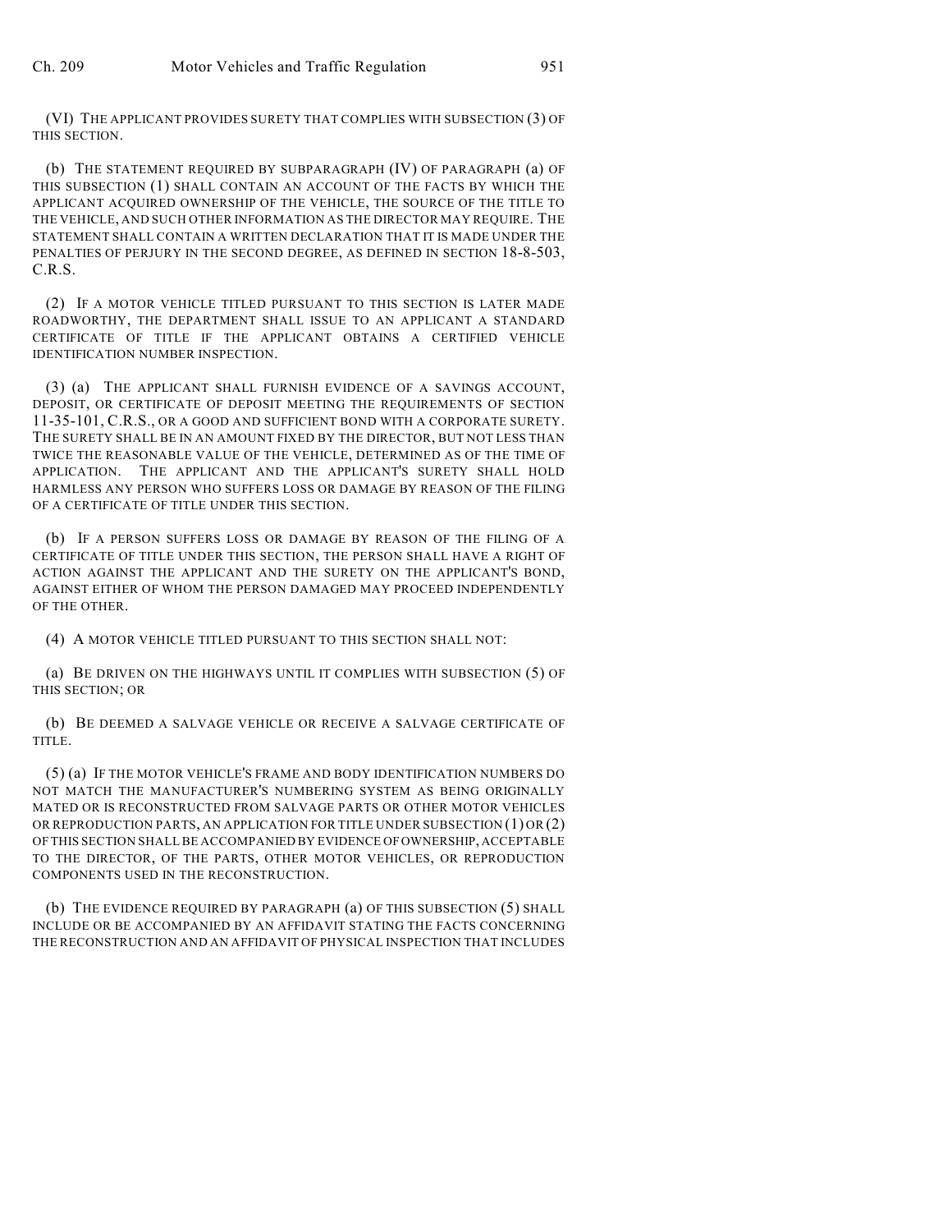(VI) THE APPLICANT PROVIDES SURETY THAT COMPLIES WITH SUBSECTION (3) OF THIS SECTION.

(b) THE STATEMENT REQUIRED BY SUBPARAGRAPH (IV) OF PARAGRAPH (a) OF THIS SUBSECTION (1) SHALL CONTAIN AN ACCOUNT OF THE FACTS BY WHICH THE APPLICANT ACQUIRED OWNERSHIP OF THE VEHICLE, THE SOURCE OF THE TITLE TO THE VEHICLE, AND SUCH OTHER INFORMATION AS THE DIRECTOR MAY REQUIRE. THE STATEMENT SHALL CONTAIN A WRITTEN DECLARATION THAT IT IS MADE UNDER THE PENALTIES OF PERJURY IN THE SECOND DEGREE, AS DEFINED IN SECTION 18-8-503, C.R.S.

(2) IF A MOTOR VEHICLE TITLED PURSUANT TO THIS SECTION IS LATER MADE ROADWORTHY, THE DEPARTMENT SHALL ISSUE TO AN APPLICANT A STANDARD CERTIFICATE OF TITLE IF THE APPLICANT OBTAINS A CERTIFIED VEHICLE IDENTIFICATION NUMBER INSPECTION.

(3) (a) THE APPLICANT SHALL FURNISH EVIDENCE OF A SAVINGS ACCOUNT, DEPOSIT, OR CERTIFICATE OF DEPOSIT MEETING THE REQUIREMENTS OF SECTION 11-35-101, C.R.S., OR A GOOD AND SUFFICIENT BOND WITH A CORPORATE SURETY. THE SURETY SHALL BE IN AN AMOUNT FIXED BY THE DIRECTOR, BUT NOT LESS THAN TWICE THE REASONABLE VALUE OF THE VEHICLE, DETERMINED AS OF THE TIME OF APPLICATION. THE APPLICANT AND THE APPLICANT'S SURETY SHALL HOLD HARMLESS ANY PERSON WHO SUFFERS LOSS OR DAMAGE BY REASON OF THE FILING OF A CERTIFICATE OF TITLE UNDER THIS SECTION.

(b) IF A PERSON SUFFERS LOSS OR DAMAGE BY REASON OF THE FILING OF A CERTIFICATE OF TITLE UNDER THIS SECTION, THE PERSON SHALL HAVE A RIGHT OF ACTION AGAINST THE APPLICANT AND THE SURETY ON THE APPLICANT'S BOND, AGAINST EITHER OF WHOM THE PERSON DAMAGED MAY PROCEED INDEPENDENTLY OF THE OTHER.

(4) A MOTOR VEHICLE TITLED PURSUANT TO THIS SECTION SHALL NOT:

(a) BE DRIVEN ON THE HIGHWAYS UNTIL IT COMPLIES WITH SUBSECTION (5) OF THIS SECTION; OR

(b) BE DEEMED A SALVAGE VEHICLE OR RECEIVE A SALVAGE CERTIFICATE OF TITLE.

(5) (a) IF THE MOTOR VEHICLE'S FRAME AND BODY IDENTIFICATION NUMBERS DO NOT MATCH THE MANUFACTURER'S NUMBERING SYSTEM AS BEING ORIGINALLY MATED OR IS RECONSTRUCTED FROM SALVAGE PARTS OR OTHER MOTOR VEHICLES OR REPRODUCTION PARTS, AN APPLICATION FOR TITLE UNDER SUBSECTION (1) OR (2) OF THIS SECTION SHALL BE ACCOMPANIED BY EVIDENCE OF OWNERSHIP, ACCEPTABLE TO THE DIRECTOR, OF THE PARTS, OTHER MOTOR VEHICLES, OR REPRODUCTION COMPONENTS USED IN THE RECONSTRUCTION.

(b) THE EVIDENCE REQUIRED BY PARAGRAPH (a) OF THIS SUBSECTION (5) SHALL INCLUDE OR BE ACCOMPANIED BY AN AFFIDAVIT STATING THE FACTS CONCERNING THE RECONSTRUCTION AND AN AFFIDAVIT OF PHYSICAL INSPECTION THAT INCLUDES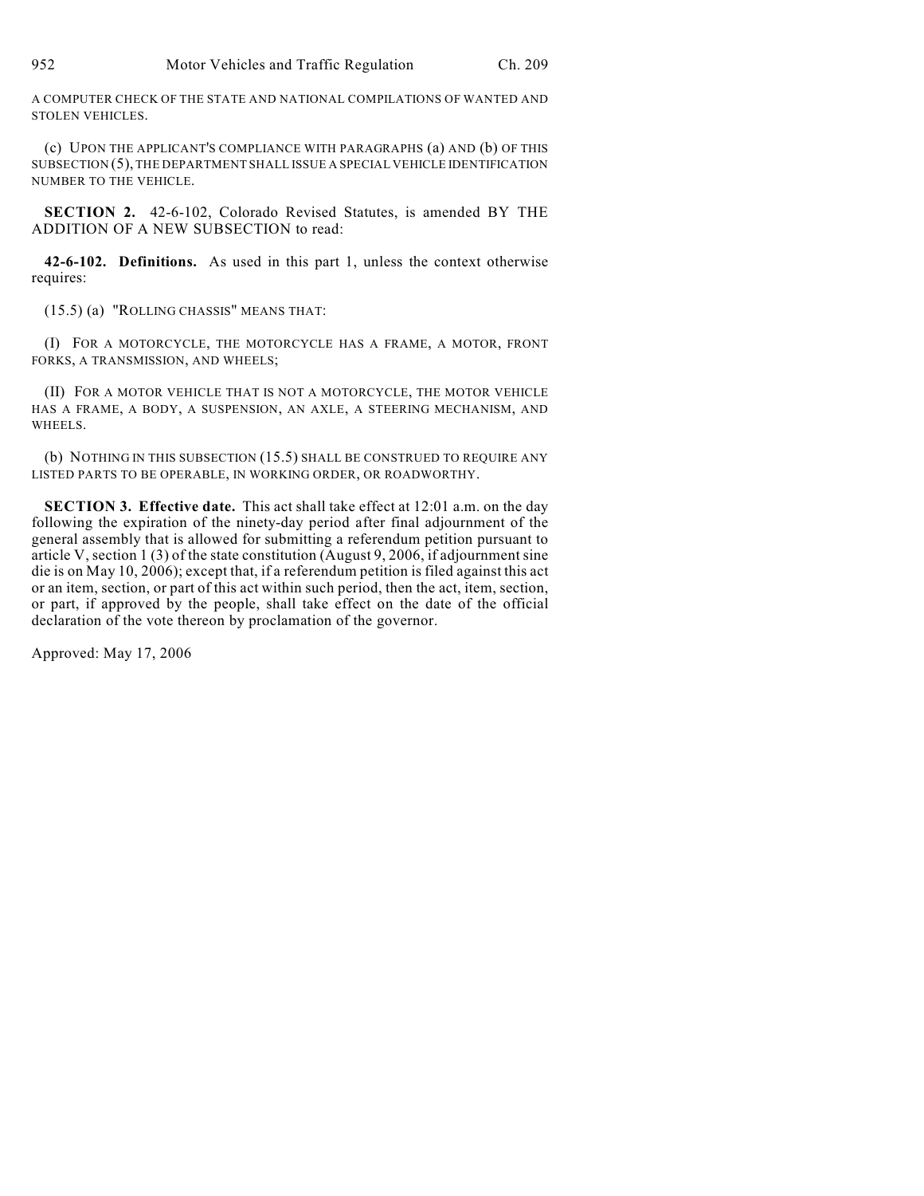A COMPUTER CHECK OF THE STATE AND NATIONAL COMPILATIONS OF WANTED AND STOLEN VEHICLES.

(c) UPON THE APPLICANT'S COMPLIANCE WITH PARAGRAPHS (a) AND (b) OF THIS SUBSECTION (5), THE DEPARTMENT SHALL ISSUE A SPECIAL VEHICLE IDENTIFICATION NUMBER TO THE VEHICLE.

**SECTION 2.** 42-6-102, Colorado Revised Statutes, is amended BY THE ADDITION OF A NEW SUBSECTION to read:

**42-6-102. Definitions.** As used in this part 1, unless the context otherwise requires:

(15.5) (a) "ROLLING CHASSIS" MEANS THAT:

(I) FOR A MOTORCYCLE, THE MOTORCYCLE HAS A FRAME, A MOTOR, FRONT FORKS, A TRANSMISSION, AND WHEELS;

(II) FOR A MOTOR VEHICLE THAT IS NOT A MOTORCYCLE, THE MOTOR VEHICLE HAS A FRAME, A BODY, A SUSPENSION, AN AXLE, A STEERING MECHANISM, AND WHEELS.

(b) NOTHING IN THIS SUBSECTION (15.5) SHALL BE CONSTRUED TO REQUIRE ANY LISTED PARTS TO BE OPERABLE, IN WORKING ORDER, OR ROADWORTHY.

**SECTION 3. Effective date.** This act shall take effect at 12:01 a.m. on the day following the expiration of the ninety-day period after final adjournment of the general assembly that is allowed for submitting a referendum petition pursuant to article V, section 1 (3) of the state constitution (August 9, 2006, if adjournment sine die is on May 10, 2006); except that, if a referendum petition is filed against this act or an item, section, or part of this act within such period, then the act, item, section, or part, if approved by the people, shall take effect on the date of the official declaration of the vote thereon by proclamation of the governor.

Approved: May 17, 2006